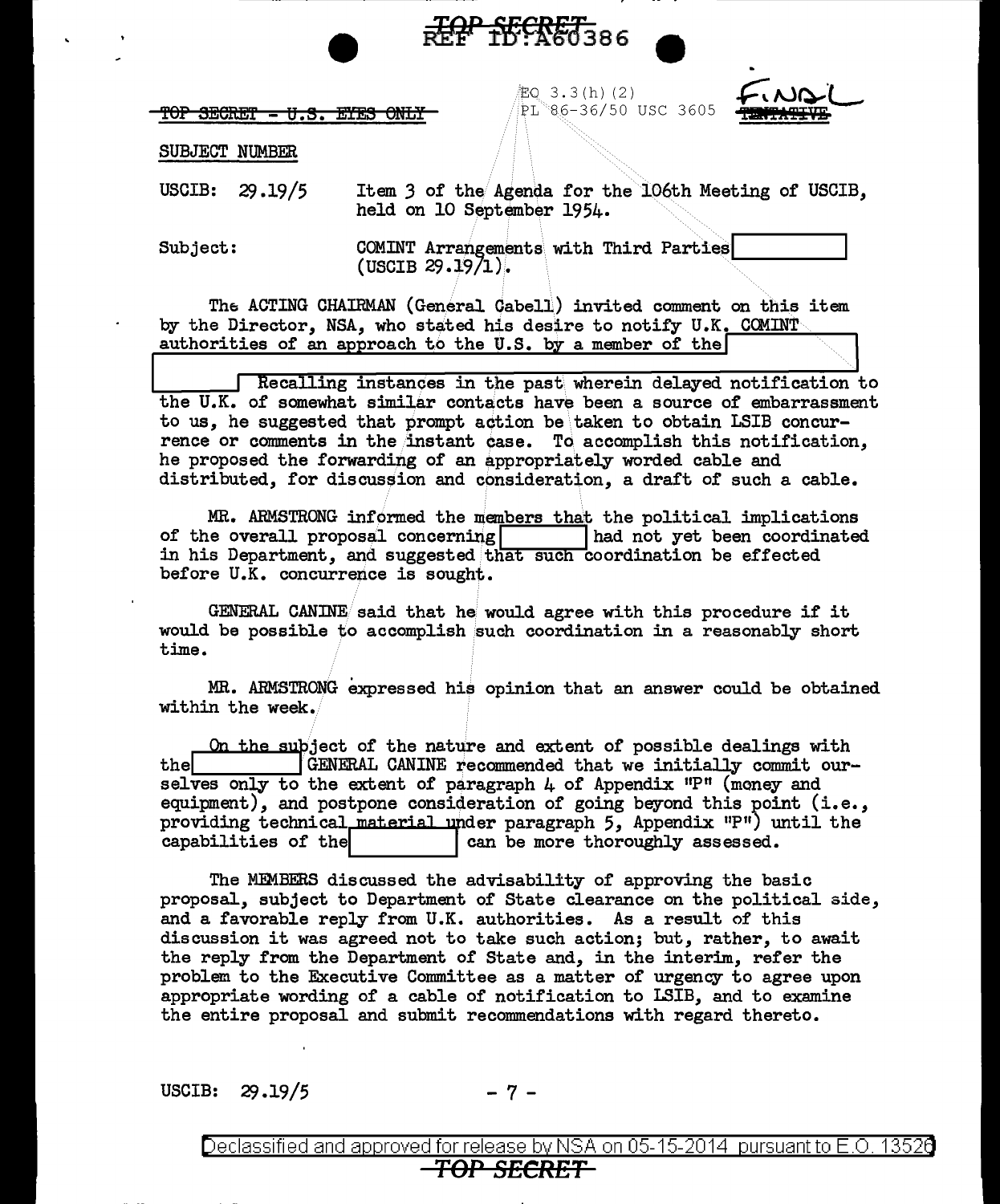TOP SECRET - U.S. EYES ONLY

EO 3.3(h)(2)
PL 86-36/50 USC 3605

FINAL ~~TENTATIVE~~

SUBJECT NUMBER

USCIB: 29.19/5 — Item 3 of the Agenda for the 106th Meeting of USCIB, held on 10 September 1954.

Subject: COMINT Arrangements with Third Parties [ ] (USCIB 29.19/1).

The ACTING CHAIRMAN (General Cabell) invited comment on this item by the Director, NSA, who stated his desire to notify U.K. COMINT authorities of an approach to the U.S. by a member of the [ ] [ ] Recalling instances in the past wherein delayed notification to the U.K. of somewhat similar contacts have been a source of embarrassment to us, he suggested that prompt action be taken to obtain LSIB concurrence or comments in the instant case. To accomplish this notification, he proposed the forwarding of an appropriately worded cable and distributed, for discussion and consideration, a draft of such a cable.

MR. ARMSTRONG informed the members that the political implications of the overall proposal concerning [ ] had not yet been coordinated in his Department, and suggested that such coordination be effected before U.K. concurrence is sought.

GENERAL CANINE said that he would agree with this procedure if it would be possible to accomplish such coordination in a reasonably short time.

MR. ARMSTRONG expressed his opinion that an answer could be obtained within the week.

On the subject of the nature and extent of possible dealings with the [ ] GENERAL CANINE recommended that we initially commit ourselves only to the extent of paragraph 4 of Appendix "P" (money and equipment), and postpone consideration of going beyond this point (i.e., providing technical material under paragraph 5, Appendix "P") until the capabilities of the [ ] can be more thoroughly assessed.

The MEMBERS discussed the advisability of approving the basic proposal, subject to Department of State clearance on the political side, and a favorable reply from U.K. authorities. As a result of this discussion it was agreed not to take such action; but, rather, to await the reply from the Department of State and, in the interim, refer the problem to the Executive Committee as a matter of urgency to agree upon appropriate wording of a cable of notification to LSIB, and to examine the entire proposal and submit recommendations with regard thereto.

USCIB: 29.19/5

Declassified and approved for release by NSA on 05-15-2014 pursuant to E.O. 13526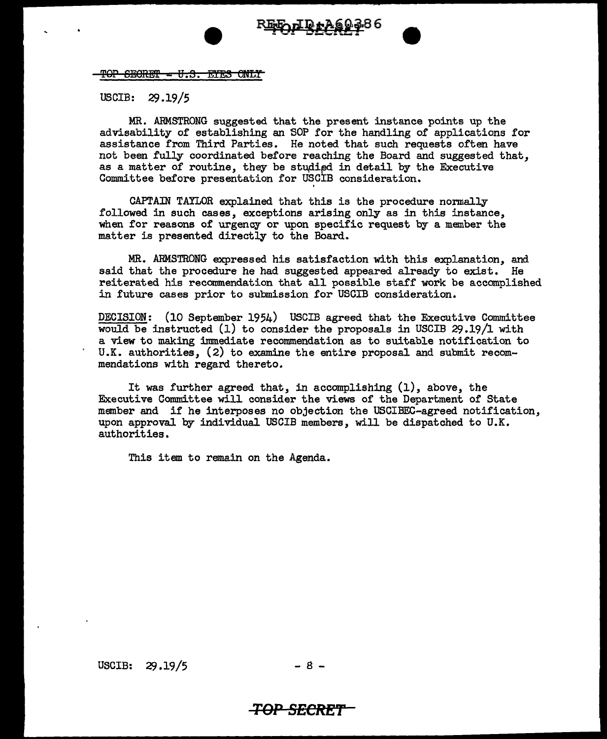TOP SECRET - U.S. EYES ONLY

USCIB: 29.19/5

MR. ARMSTRONG suggested that the present instance points up the advisability of establishing an SOP for the handling of applications for assistance from Third Parties. He noted that such requests often have not been fully coordinated before reaching the Board and suggested that, as a matter of routine, they be studied in detail by the Executive Committee before presentation for USCIB consideration.

CAPTAIN TAYLOR explained that this is the procedure normally followed in such cases, exceptions arising only as in this instance, when for reasons of urgency or upon specific request by a member the matter is presented directly to the Board.

MR. ARMSTRONG expressed his satisfaction with this explanation, and said that the procedure he had suggested appeared already to exist. He reiterated his recommendation that all possible staff work be accomplished in future cases prior to submission for USCIB consideration.

DECISION: (10 September 1954) USCIB agreed that the Executive Committee would be instructed (1) to consider the proposals in USCIB 29.19/1 with a view to making immediate recommendation as to suitable notification to U.K. authorities, (2) to examine the entire proposal and submit recommendations with regard thereto.

It was further agreed that, in accomplishing (1), above, the Executive Committee will consider the views of the Department of State member and if he interposes no objection the USCIBEC-agreed notification, upon approval by individual USCIB members, will be dispatched to U.K. authorities.

This item to remain on the Agenda.

USCIB: 29.19/5

TOP SECRET